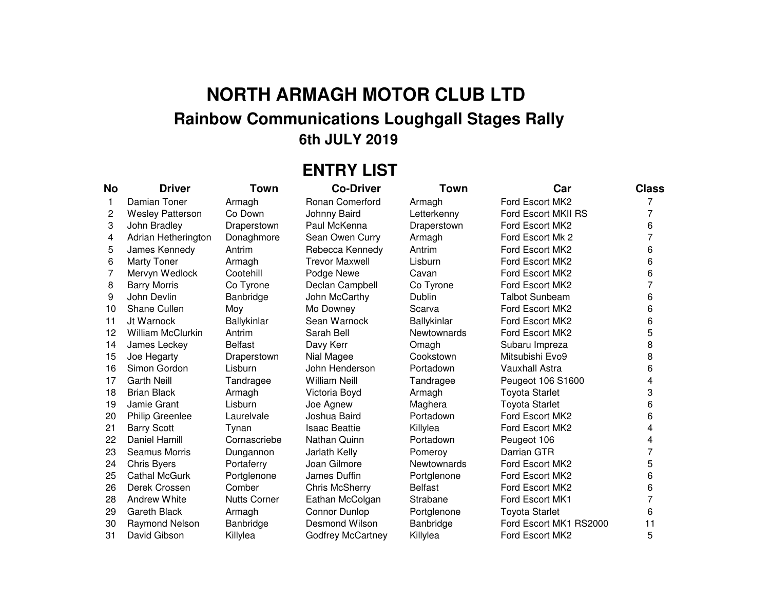# NORTH ARMAGH MOTOR CLUB LTD

## Rainbow Communications Loughgall Stages Rally

### 6th JULY 2019

## ENTRY LIST

| No | Driver | Town | Co-Driver | Town | Car | Class |
|---|---|---|---|---|---|---|
| 1 | Damian Toner | Armagh | Ronan Comerford | Armagh | Ford Escort MK2 | 7 |
| 2 | Wesley Patterson | Co Down | Johnny Baird | Letterkenny | Ford Escort MKII RS | 7 |
| 3 | John Bradley | Draperstown | Paul McKenna | Draperstown | Ford Escort MK2 | 6 |
| 4 | Adrian Hetherington | Donaghmore | Sean Owen Curry | Armagh | Ford Escort Mk 2 | 7 |
| 5 | James Kennedy | Antrim | Rebecca Kennedy | Antrim | Ford Escort MK2 | 6 |
| 6 | Marty Toner | Armagh | Trevor Maxwell | Lisburn | Ford Escort MK2 | 6 |
| 7 | Mervyn Wedlock | Cootehill | Podge Newe | Cavan | Ford Escort MK2 | 6 |
| 8 | Barry Morris | Co Tyrone | Declan Campbell | Co Tyrone | Ford Escort MK2 | 7 |
| 9 | John Devlin | Banbridge | John McCarthy | Dublin | Talbot Sunbeam | 6 |
| 10 | Shane Cullen | Moy | Mo Downey | Scarva | Ford Escort MK2 | 6 |
| 11 | Jt Warnock | Ballykinlar | Sean Warnock | Ballykinlar | Ford Escort MK2 | 6 |
| 12 | William McClurkin | Antrim | Sarah Bell | Newtownards | Ford Escort MK2 | 5 |
| 14 | James Leckey | Belfast | Davy Kerr | Omagh | Subaru Impreza | 8 |
| 15 | Joe Hegarty | Draperstown | Nial Magee | Cookstown | Mitsubishi Evo9 | 8 |
| 16 | Simon Gordon | Lisburn | John Henderson | Portadown | Vauxhall Astra | 6 |
| 17 | Garth Neill | Tandragee | William Neill | Tandragee | Peugeot 106 S1600 | 4 |
| 18 | Brian Black | Armagh | Victoria Boyd | Armagh | Toyota Starlet | 3 |
| 19 | Jamie Grant | Lisburn | Joe Agnew | Maghera | Toyota Starlet | 6 |
| 20 | Philip Greenlee | Laurelvale | Joshua Baird | Portadown | Ford Escort MK2 | 6 |
| 21 | Barry Scott | Tynan | Isaac Beattie | Killylea | Ford Escort MK2 | 4 |
| 22 | Daniel Hamill | Cornascriebe | Nathan Quinn | Portadown | Peugeot 106 | 4 |
| 23 | Seamus Morris | Dungannon | Jarlath Kelly | Pomeroy | Darrian GTR | 7 |
| 24 | Chris Byers | Portaferry | Joan Gilmore | Newtownards | Ford Escort MK2 | 5 |
| 25 | Cathal McGurk | Portglenone | James Duffin | Portglenone | Ford Escort MK2 | 6 |
| 26 | Derek Crossen | Comber | Chris McSherry | Belfast | Ford Escort MK2 | 6 |
| 28 | Andrew White | Nutts Corner | Eathan McColgan | Strabane | Ford Escort MK1 | 7 |
| 29 | Gareth Black | Armagh | Connor Dunlop | Portglenone | Toyota Starlet | 6 |
| 30 | Raymond Nelson | Banbridge | Desmond Wilson | Banbridge | Ford Escort MK1 RS2000 | 11 |
| 31 | David Gibson | Killylea | Godfrey McCartney | Killylea | Ford Escort MK2 | 5 |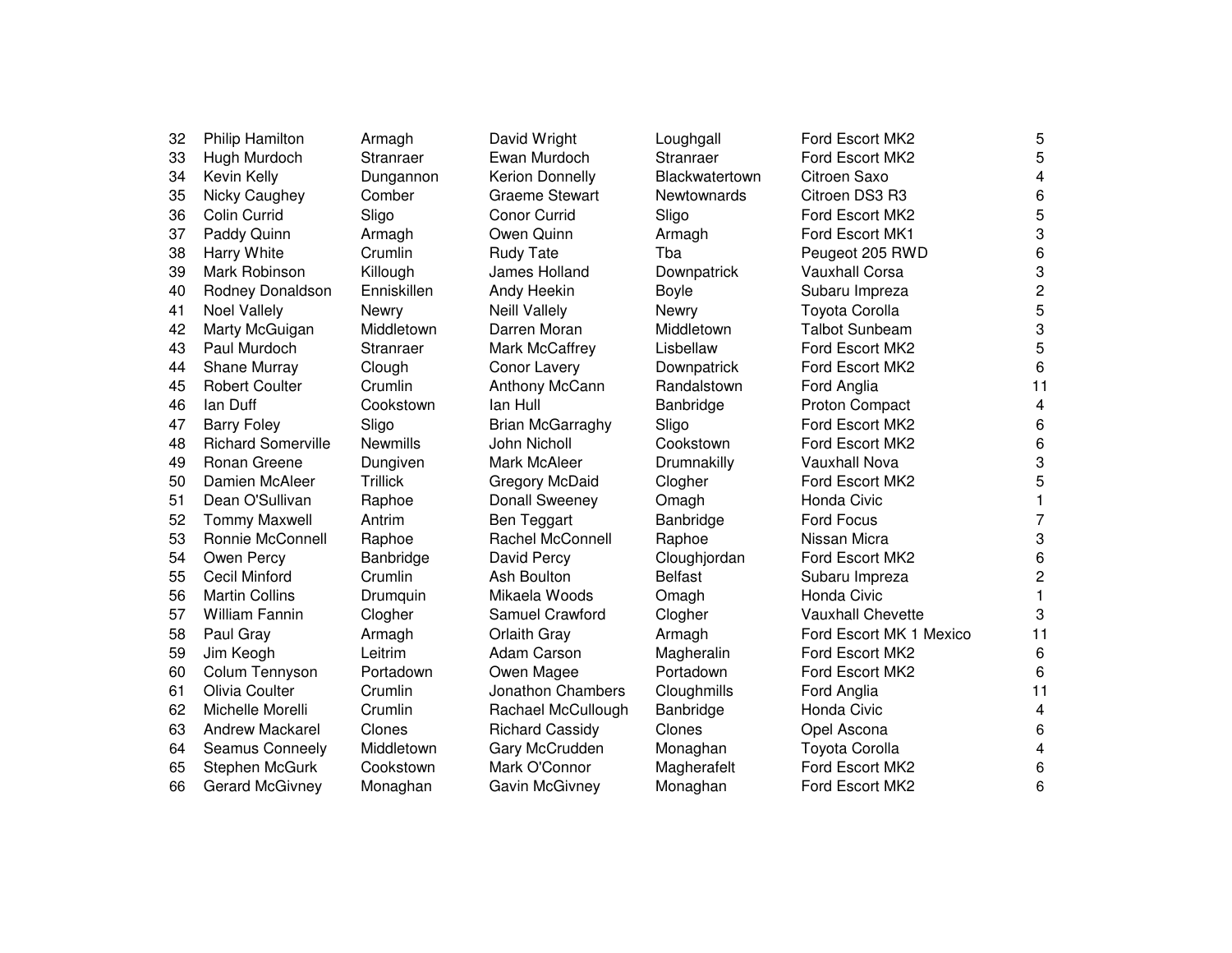| | | | | | | |
|---|---|---|---|---|---|---|
| 32 | Philip Hamilton | Armagh | David Wright | Loughgall | Ford Escort MK2 | 5 |
| 33 | Hugh Murdoch | Stranraer | Ewan Murdoch | Stranraer | Ford Escort MK2 | 5 |
| 34 | Kevin Kelly | Dungannon | Kerion Donnelly | Blackwatertown | Citroen Saxo | 4 |
| 35 | Nicky Caughey | Comber | Graeme Stewart | Newtownards | Citroen DS3 R3 | 6 |
| 36 | Colin Currid | Sligo | Conor Currid | Sligo | Ford Escort MK2 | 5 |
| 37 | Paddy Quinn | Armagh | Owen Quinn | Armagh | Ford Escort MK1 | 3 |
| 38 | Harry White | Crumlin | Rudy Tate | Tba | Peugeot 205 RWD | 6 |
| 39 | Mark Robinson | Killough | James Holland | Downpatrick | Vauxhall Corsa | 3 |
| 40 | Rodney Donaldson | Enniskillen | Andy Heekin | Boyle | Subaru Impreza | 2 |
| 41 | Noel Vallely | Newry | Neill Vallely | Newry | Toyota Corolla | 5 |
| 42 | Marty McGuigan | Middletown | Darren Moran | Middletown | Talbot Sunbeam | 3 |
| 43 | Paul Murdoch | Stranraer | Mark McCaffrey | Lisbellaw | Ford Escort MK2 | 5 |
| 44 | Shane Murray | Clough | Conor Lavery | Downpatrick | Ford Escort MK2 | 6 |
| 45 | Robert Coulter | Crumlin | Anthony McCann | Randalstown | Ford Anglia | 11 |
| 46 | Ian Duff | Cookstown | Ian Hull | Banbridge | Proton Compact | 4 |
| 47 | Barry Foley | Sligo | Brian McGarraghy | Sligo | Ford Escort MK2 | 6 |
| 48 | Richard Somerville | Newmills | John Nicholl | Cookstown | Ford Escort MK2 | 6 |
| 49 | Ronan Greene | Dungiven | Mark McAleer | Drumnakilly | Vauxhall Nova | 3 |
| 50 | Damien McAleer | Trillick | Gregory McDaid | Clogher | Ford Escort MK2 | 5 |
| 51 | Dean O'Sullivan | Raphoe | Donall Sweeney | Omagh | Honda Civic | 1 |
| 52 | Tommy Maxwell | Antrim | Ben Teggart | Banbridge | Ford Focus | 7 |
| 53 | Ronnie McConnell | Raphoe | Rachel McConnell | Raphoe | Nissan Micra | 3 |
| 54 | Owen Percy | Banbridge | David Percy | Cloughjordan | Ford Escort MK2 | 6 |
| 55 | Cecil Minford | Crumlin | Ash Boulton | Belfast | Subaru Impreza | 2 |
| 56 | Martin Collins | Drumquin | Mikaela Woods | Omagh | Honda Civic | 1 |
| 57 | William Fannin | Clogher | Samuel Crawford | Clogher | Vauxhall Chevette | 3 |
| 58 | Paul Gray | Armagh | Orlaith Gray | Armagh | Ford Escort MK 1 Mexico | 11 |
| 59 | Jim Keogh | Leitrim | Adam Carson | Magheralin | Ford Escort MK2 | 6 |
| 60 | Colum Tennyson | Portadown | Owen Magee | Portadown | Ford Escort MK2 | 6 |
| 61 | Olivia Coulter | Crumlin | Jonathon Chambers | Cloughmills | Ford Anglia | 11 |
| 62 | Michelle Morelli | Crumlin | Rachael McCullough | Banbridge | Honda Civic | 4 |
| 63 | Andrew Mackarel | Clones | Richard Cassidy | Clones | Opel Ascona | 6 |
| 64 | Seamus Conneely | Middletown | Gary McCrudden | Monaghan | Toyota Corolla | 4 |
| 65 | Stephen McGurk | Cookstown | Mark O'Connor | Magherafelt | Ford Escort MK2 | 6 |
| 66 | Gerard McGivney | Monaghan | Gavin McGivney | Monaghan | Ford Escort MK2 | 6 |